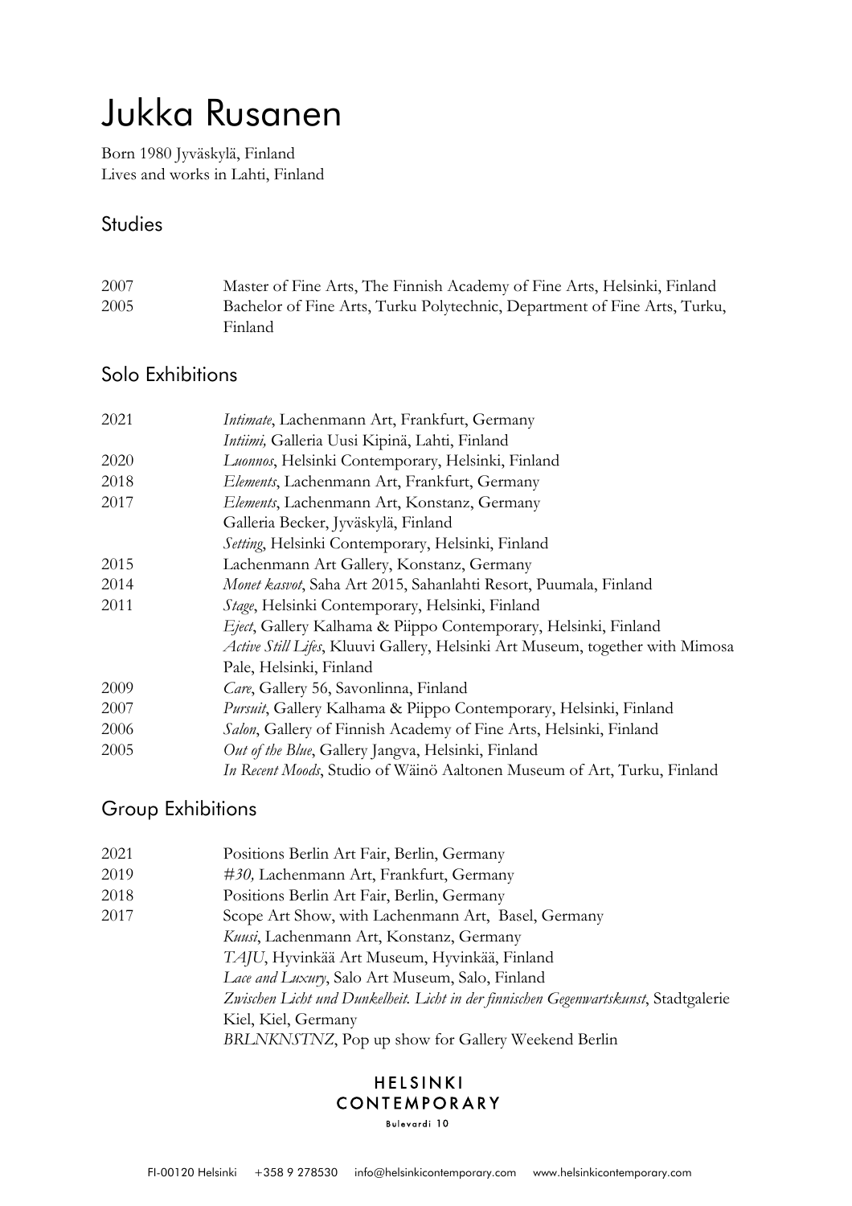# Jukka Rusanen

Born 1980 Jyväskylä, Finland
Lives and works in Lahti, Finland

## Studies

| | |
|---|---|
| 2007 | Master of Fine Arts, The Finnish Academy of Fine Arts, Helsinki, Finland |
| 2005 | Bachelor of Fine Arts, Turku Polytechnic, Department of Fine Arts, Turku, Finland |

## Solo Exhibitions

| | |
|---|---|
| 2021 | *Intimate*, Lachenmann Art, Frankfurt, Germany |
| | *Intiimi,* Galleria Uusi Kipinä, Lahti, Finland |
| 2020 | *Luonnos*, Helsinki Contemporary, Helsinki, Finland |
| 2018 | *Elements*, Lachenmann Art, Frankfurt, Germany |
| 2017 | *Elements*, Lachenmann Art, Konstanz, Germany |
| | Galleria Becker, Jyväskylä, Finland |
| | *Setting*, Helsinki Contemporary, Helsinki, Finland |
| 2015 | Lachenmann Art Gallery, Konstanz, Germany |
| 2014 | *Monet kasvot*, Saha Art 2015, Sahanlahti Resort, Puumala, Finland |
| 2011 | *Stage*, Helsinki Contemporary, Helsinki, Finland |
| | *Eject*, Gallery Kalhama & Piippo Contemporary, Helsinki, Finland |
| | *Active Still Lifes*, Kluuvi Gallery, Helsinki Art Museum, together with Mimosa Pale, Helsinki, Finland |
| 2009 | *Care*, Gallery 56, Savonlinna, Finland |
| 2007 | *Pursuit*, Gallery Kalhama & Piippo Contemporary, Helsinki, Finland |
| 2006 | *Salon*, Gallery of Finnish Academy of Fine Arts, Helsinki, Finland |
| 2005 | *Out of the Blue*, Gallery Jangva, Helsinki, Finland |
| | *In Recent Moods*, Studio of Wäinö Aaltonen Museum of Art, Turku, Finland |

## Group Exhibitions

| | |
|---|---|
| 2021 | Positions Berlin Art Fair, Berlin, Germany |
| 2019 | *#30,* Lachenmann Art, Frankfurt, Germany |
| 2018 | Positions Berlin Art Fair, Berlin, Germany |
| 2017 | Scope Art Show, with Lachenmann Art, Basel, Germany |
| | *Kuusi*, Lachenmann Art, Konstanz, Germany |
| | *TAJU*, Hyvinkää Art Museum, Hyvinkää, Finland |
| | *Lace and Luxury*, Salo Art Museum, Salo, Finland |
| | *Zwischen Licht und Dunkelheit. Licht in der finnischen Gegenwartskunst*, Stadtgalerie Kiel, Kiel, Germany |
| | *BRLNKNSTNZ*, Pop up show for Gallery Weekend Berlin |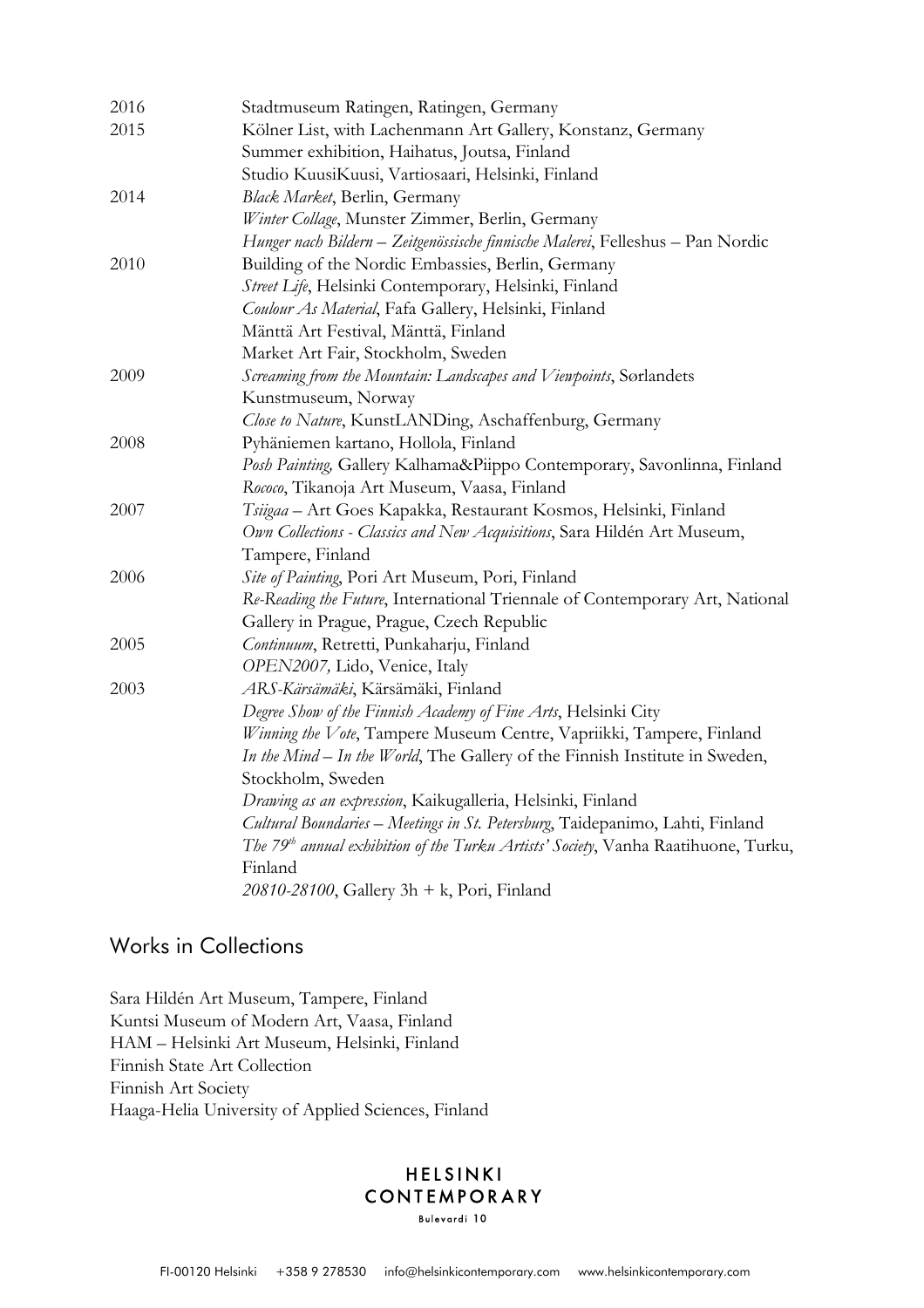| | |
|---|---|
| 2016 | Stadtmuseum Ratingen, Ratingen, Germany |
| 2015 | Kölner List, with Lachenmann Art Gallery, Konstanz, Germany |
| | Summer exhibition, Haihatus, Joutsa, Finland |
| | Studio KuusiKuusi, Vartiosaari, Helsinki, Finland |
| 2014 | *Black Market*, Berlin, Germany |
| | *Winter Collage*, Munster Zimmer, Berlin, Germany |
| | *Hunger nach Bildern – Zeitgenössische finnische Malerei*, Felleshus – Pan Nordic Building of the Nordic Embassies, Berlin, Germany |
| 2010 | *Street Life*, Helsinki Contemporary, Helsinki, Finland |
| | *Coulour As Material*, Fafa Gallery, Helsinki, Finland |
| | Mänttä Art Festival, Mänttä, Finland |
| | Market Art Fair, Stockholm, Sweden |
| 2009 | *Screaming from the Mountain: Landscapes and Viewpoints*, Sørlandets Kunstmuseum, Norway |
| | *Close to Nature*, KunstLANDing, Aschaffenburg, Germany |
| 2008 | Pyhäniemen kartano, Hollola, Finland |
| | *Posh Painting,* Gallery Kalhama&Piippo Contemporary, Savonlinna, Finland |
| | *Rococo*, Tikanoja Art Museum, Vaasa, Finland |
| 2007 | *Tsiigaa* – Art Goes Kapakka, Restaurant Kosmos, Helsinki, Finland |
| | *Own Collections - Classics and New Acquisitions*, Sara Hildén Art Museum, Tampere, Finland |
| 2006 | *Site of Painting*, Pori Art Museum, Pori, Finland |
| | *Re-Reading the Future*, International Triennale of Contemporary Art, National Gallery in Prague, Prague, Czech Republic |
| 2005 | *Continuum*, Retretti, Punkaharju, Finland |
| | *OPEN2007,* Lido, Venice, Italy |
| 2003 | *ARS-Kärsämäki*, Kärsämäki, Finland |
| | *Degree Show of the Finnish Academy of Fine Arts*, Helsinki City |
| | *Winning the Vote*, Tampere Museum Centre, Vapriikki, Tampere, Finland |
| | *In the Mind – In the World*, The Gallery of the Finnish Institute in Sweden, Stockholm, Sweden |
| | *Drawing as an expression*, Kaikugalleria, Helsinki, Finland |
| | *Cultural Boundaries – Meetings in St. Petersburg*, Taidepanimo, Lahti, Finland |
| | *The 79th annual exhibition of the Turku Artists' Society*, Vanha Raatihuone, Turku, Finland |
| | *20810-28100*, Gallery 3h + k, Pori, Finland |

## Works in Collections

Sara Hildén Art Museum, Tampere, Finland
Kuntsi Museum of Modern Art, Vaasa, Finland
HAM – Helsinki Art Museum, Helsinki, Finland
Finnish State Art Collection
Finnish Art Society
Haaga-Helia University of Applied Sciences, Finland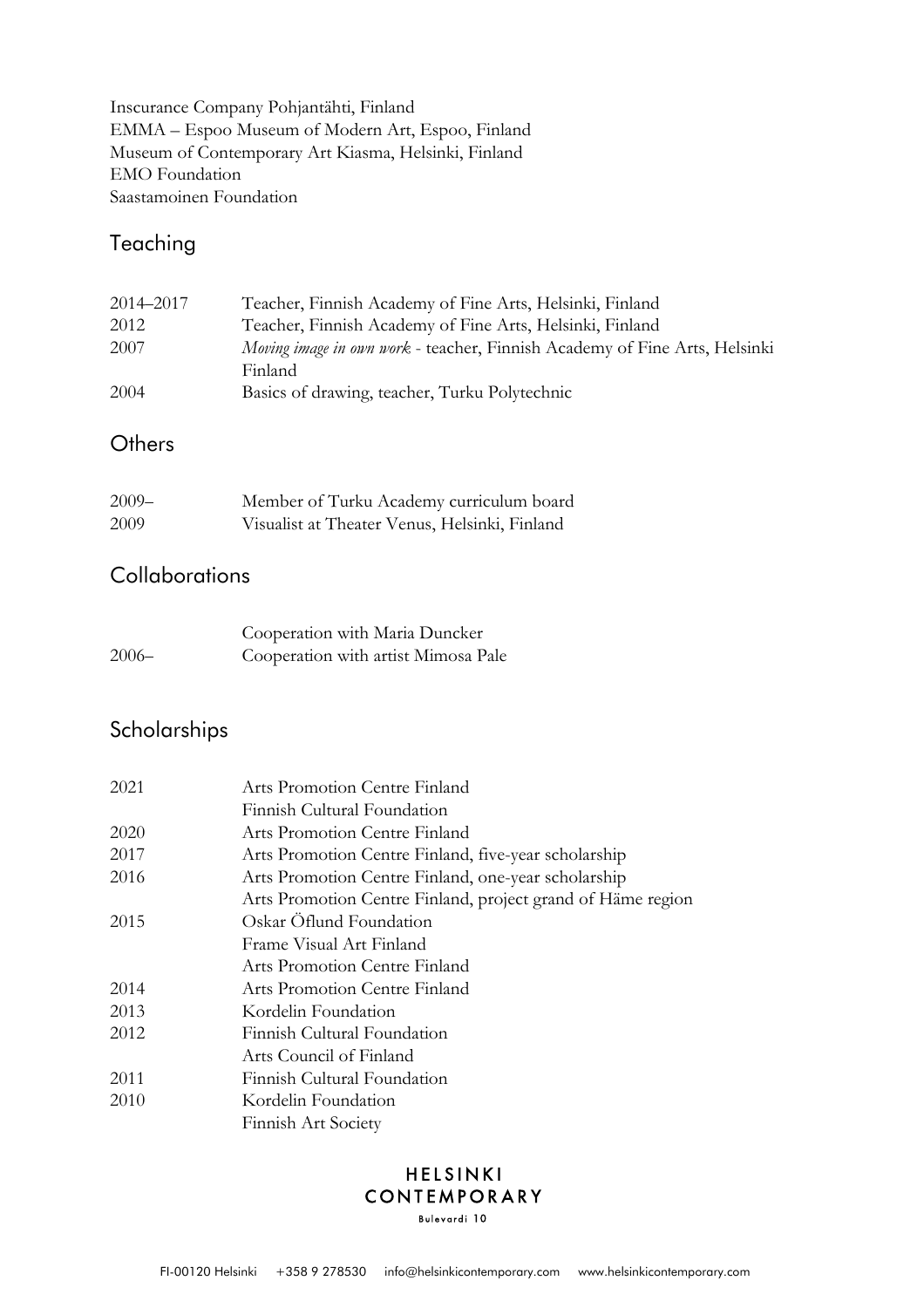Inscurance Company Pohjantähti, Finland
EMMA – Espoo Museum of Modern Art, Espoo, Finland
Museum of Contemporary Art Kiasma, Helsinki, Finland
EMO Foundation
Saastamoinen Foundation

## Teaching

| | |
|---|---|
| 2014–2017 | Teacher, Finnish Academy of Fine Arts, Helsinki, Finland |
| 2012 | Teacher, Finnish Academy of Fine Arts, Helsinki, Finland |
| 2007 | *Moving image in own work* - teacher, Finnish Academy of Fine Arts, Helsinki Finland |
| 2004 | Basics of drawing, teacher, Turku Polytechnic |

## Others

| | |
|---|---|
| 2009– | Member of Turku Academy curriculum board |
| 2009 | Visualist at Theater Venus, Helsinki, Finland |

## Collaborations

| | |
|---|---|
| | Cooperation with Maria Duncker |
| 2006– | Cooperation with artist Mimosa Pale |

## Scholarships

| | |
|---|---|
| 2021 | Arts Promotion Centre Finland |
| | Finnish Cultural Foundation |
| 2020 | Arts Promotion Centre Finland |
| 2017 | Arts Promotion Centre Finland, five-year scholarship |
| 2016 | Arts Promotion Centre Finland, one-year scholarship |
| | Arts Promotion Centre Finland, project grand of Häme region |
| 2015 | Oskar Öflund Foundation |
| | Frame Visual Art Finland |
| | Arts Promotion Centre Finland |
| 2014 | Arts Promotion Centre Finland |
| 2013 | Kordelin Foundation |
| 2012 | Finnish Cultural Foundation |
| | Arts Council of Finland |
| 2011 | Finnish Cultural Foundation |
| 2010 | Kordelin Foundation |
| | Finnish Art Society |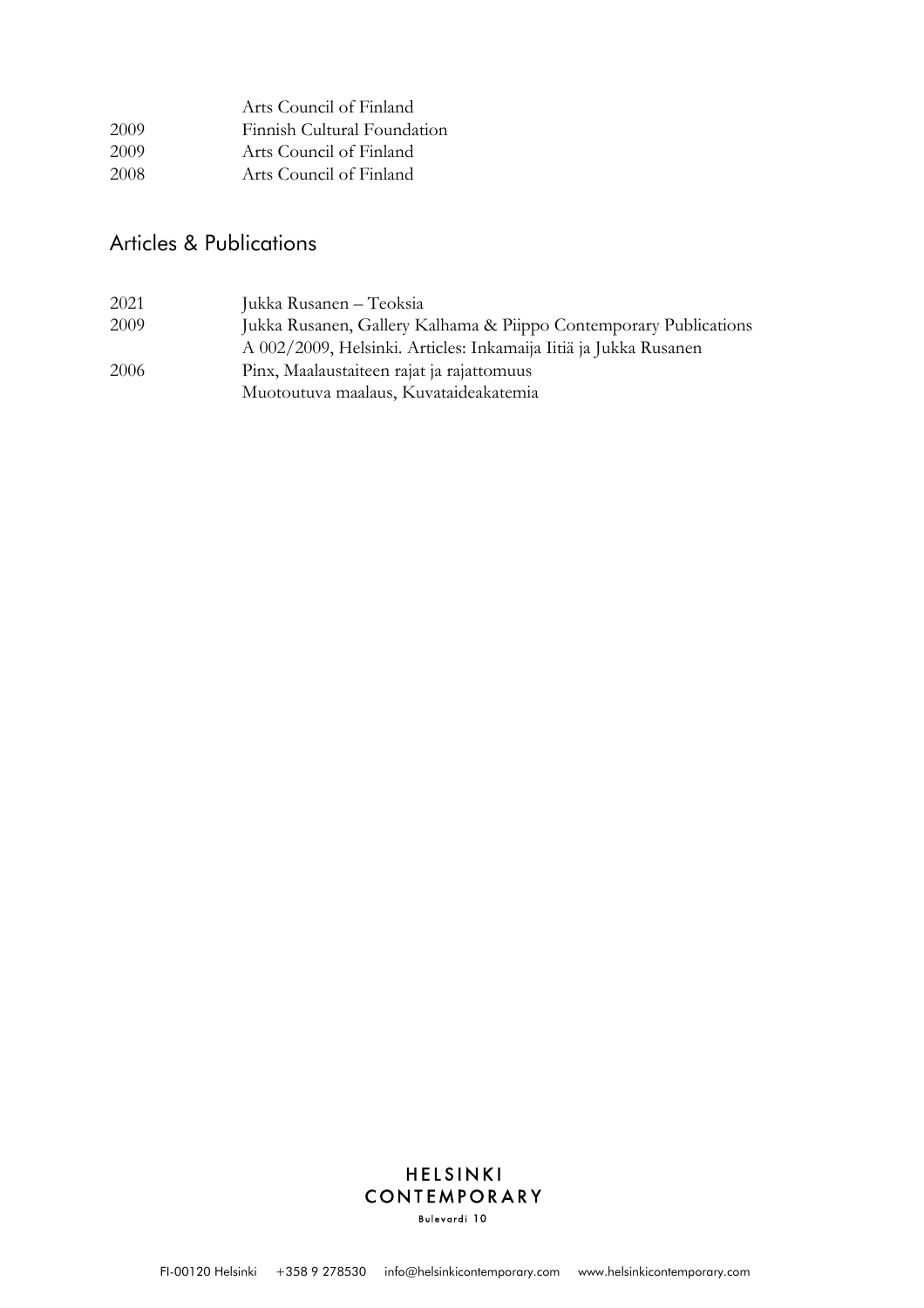| | |
|---|---|
| | Arts Council of Finland |
| 2009 | Finnish Cultural Foundation |
| 2009 | Arts Council of Finland |
| 2008 | Arts Council of Finland |

## Articles & Publications

| | |
|---|---|
| 2021 | Jukka Rusanen – Teoksia |
| 2009 | Jukka Rusanen, Gallery Kalhama & Piippo Contemporary Publications |
| | A 002/2009, Helsinki. Articles: Inkamaija Iitiä ja Jukka Rusanen |
| 2006 | Pinx, Maalaustaiteen rajat ja rajattomuus |
| | Muotoutuva maalaus, Kuvataideakatemia |